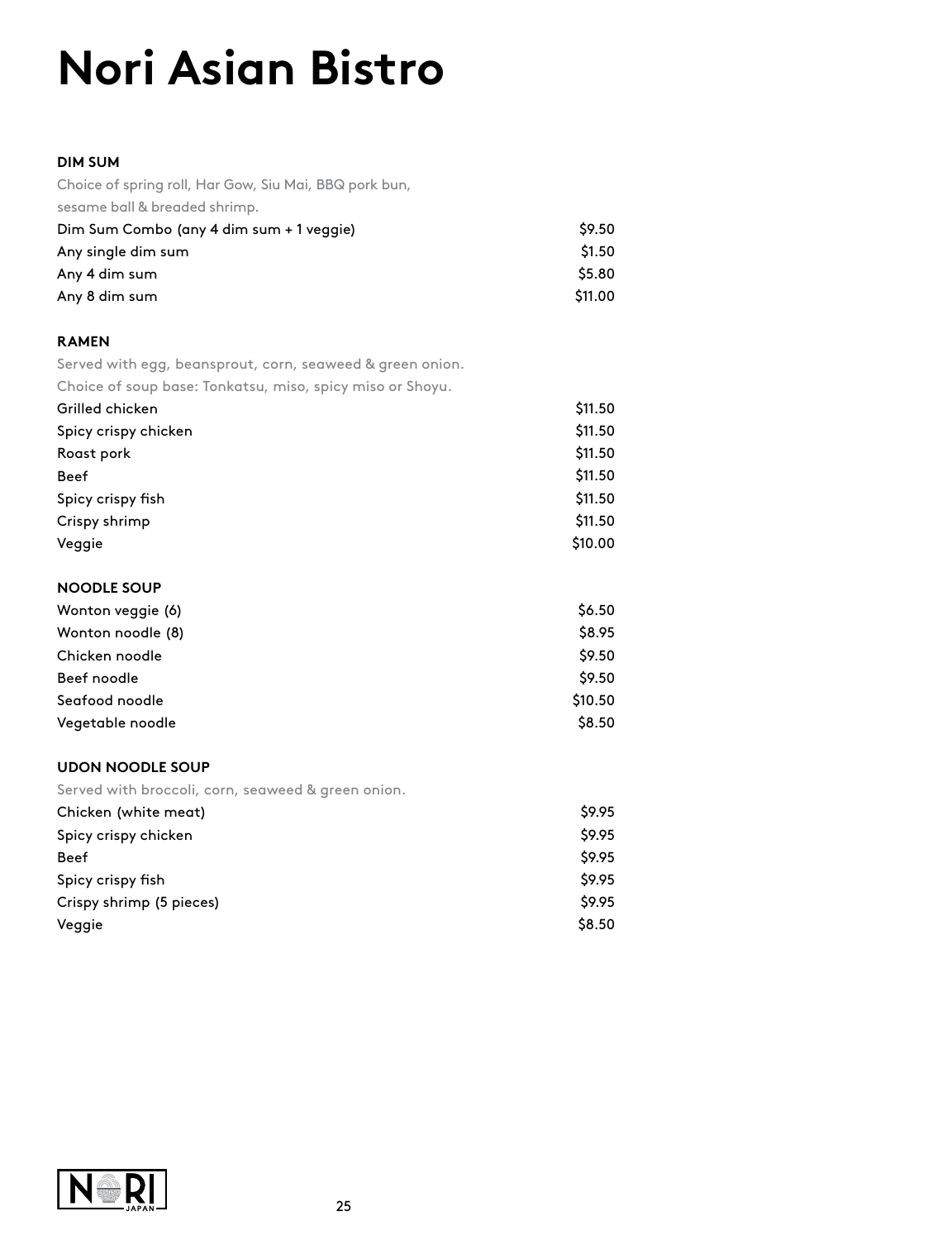# Nori Asian Bistro

## DIM SUM

Choice of spring roll, Har Gow, Siu Mai, BBQ pork bun, sesame ball & breaded shrimp.

| Item | Price |
| --- | --- |
| Dim Sum Combo (any 4 dim sum + 1 veggie) | $9.50 |
| Any single dim sum | $1.50 |
| Any 4 dim sum | $5.80 |
| Any 8 dim sum | $11.00 |

## RAMEN

Served with egg, beansprout, corn, seaweed & green onion.
Choice of soup base: Tonkatsu, miso, spicy miso or Shoyu.

| Item | Price |
| --- | --- |
| Grilled chicken | $11.50 |
| Spicy crispy chicken | $11.50 |
| Roast pork | $11.50 |
| Beef | $11.50 |
| Spicy crispy fish | $11.50 |
| Crispy shrimp | $11.50 |
| Veggie | $10.00 |

## NOODLE SOUP

| Item | Price |
| --- | --- |
| Wonton veggie (6) | $6.50 |
| Wonton noodle (8) | $8.95 |
| Chicken noodle | $9.50 |
| Beef noodle | $9.50 |
| Seafood noodle | $10.50 |
| Vegetable noodle | $8.50 |

## UDON NOODLE SOUP

Served with broccoli, corn, seaweed & green onion.

| Item | Price |
| --- | --- |
| Chicken (white meat) | $9.95 |
| Spicy crispy chicken | $9.95 |
| Beef | $9.95 |
| Spicy crispy fish | $9.95 |
| Crispy shrimp (5 pieces) | $9.95 |
| Veggie | $8.50 |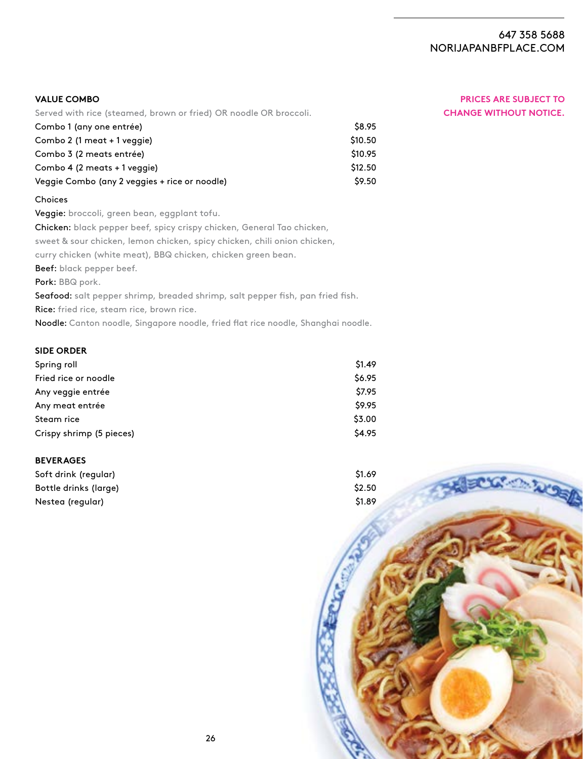647 358 5688
NORIJAPANBFPLACE.COM

**PRICES ARE SUBJECT TO CHANGE WITHOUT NOTICE.**

## VALUE COMBO

Served with rice (steamed, brown or fried) OR noodle OR broccoli.

| | |
|---|---|
| Combo 1 (any one entrée) | $8.95 |
| Combo 2 (1 meat + 1 veggie) | $10.50 |
| Combo 3 (2 meats entrée) | $10.95 |
| Combo 4 (2 meats + 1 veggie) | $12.50 |
| Veggie Combo (any 2 veggies + rice or noodle) | $9.50 |

Choices

**Veggie:** broccoli, green bean, eggplant tofu.

**Chicken:** black pepper beef, spicy crispy chicken, General Tao chicken, sweet & sour chicken, lemon chicken, spicy chicken, chili onion chicken, curry chicken (white meat), BBQ chicken, chicken green bean.

**Beef:** black pepper beef.

**Pork:** BBQ pork.

**Seafood:** salt pepper shrimp, breaded shrimp, salt pepper fish, pan fried fish.

**Rice:** fried rice, steam rice, brown rice.

**Noodle:** Canton noodle, Singapore noodle, fried flat rice noodle, Shanghai noodle.

## SIDE ORDER

| | |
|---|---|
| Spring roll | $1.49 |
| Fried rice or noodle | $6.95 |
| Any veggie entrée | $7.95 |
| Any meat entrée | $9.95 |
| Steam rice | $3.00 |
| Crispy shrimp (5 pieces) | $4.95 |

## BEVERAGES

| | |
|---|---|
| Soft drink (regular) | $1.69 |
| Bottle drinks (large) | $2.50 |
| Nestea (regular) | $1.89 |